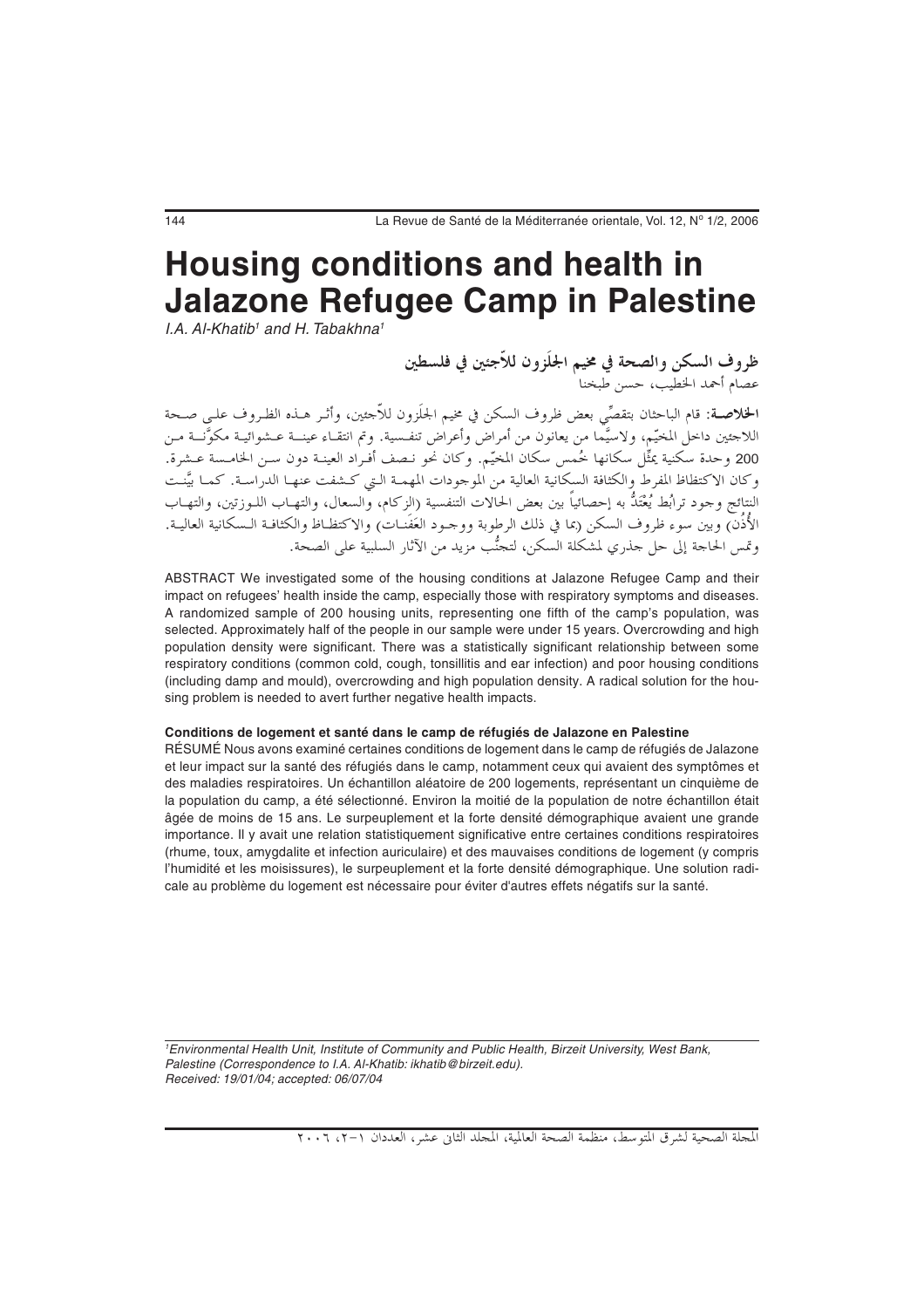# Housing conditions and health in Jalazone Refugee Camp in Palestine

*I.A. Al-Khatib[1] and H. Tabakhna[1]*

**ظروف السكن والصحة في مخيم الجلَزون للاّجئين في فلسطين**

عصام أحمد الخطيب، حسن طبخنا

**الخلاصـة:** قام الباحثان بتقصِّي بعض ظروف السكن في مخيم الجلَزون للاّجئين، وأثر هـذه الظـروف علـى صـحة اللاجئين داخل المخيّم، ولاسيَّما من يعانون من أمراض وأعراض تنفسية. وتم انتقـاء عينـة عـشوائية مكوَّنـة مـن 200 وحدة سكنية يمثِّل سكانها خُمس سكان المخيّم. وكان نحو نـصف أفـراد العينـة دون سـن الخامـسة عـشرة. وكان الاكتظاظ المفرط والكثافة السكانية العالية من الموجودات المهمـة التي كـشفت عنهـا الدراسـة. كمـا بيَّنـت النتائج وجود ترابُط يُعْتَدُّ به إحصائياً بين بعض الحالات التنفسية (الزكام، والسعال، والتهـاب اللـوزتين، والتهـاب الأُذُن) وبين سوء ظروف السكن (بما في ذلك الرطوبة ووجـود العَفَنـات) والاكتظـاظ والكثافـة الـسكانية العاليـة. وتمس الحاجة إلى حل جذري لمشكلة السكن، لتجنُّب مزيد من الآثار السلبية على الصحة.

ABSTRACT We investigated some of the housing conditions at Jalazone Refugee Camp and their impact on refugees' health inside the camp, especially those with respiratory symptoms and diseases. A randomized sample of 200 housing units, representing one fifth of the camp's population, was selected. Approximately half of the people in our sample were under 15 years. Overcrowding and high population density were significant. There was a statistically significant relationship between some respiratory conditions (common cold, cough, tonsillitis and ear infection) and poor housing conditions (including damp and mould), overcrowding and high population density. A radical solution for the housing problem is needed to avert further negative health impacts.

**Conditions de logement et santé dans le camp de réfugiés de Jalazone en Palestine**

RÉSUMÉ Nous avons examiné certaines conditions de logement dans le camp de réfugiés de Jalazone et leur impact sur la santé des réfugiés dans le camp, notamment ceux qui avaient des symptômes et des maladies respiratoires. Un échantillon aléatoire de 200 logements, représentant un cinquième de la population du camp, a été sélectionné. Environ la moitié de la population de notre échantillon était âgée de moins de 15 ans. Le surpeuplement et la forte densité démographique avaient une grande importance. Il y avait une relation statistiquement significative entre certaines conditions respiratoires (rhume, toux, amygdalite et infection auriculaire) et des mauvaises conditions de logement (y compris l'humidité et les moisissures), le surpeuplement et la forte densité démographique. Une solution radicale au problème du logement est nécessaire pour éviter d'autres effets négatifs sur la santé.

*[1]Environmental Health Unit, Institute of Community and Public Health, Birzeit University, West Bank, Palestine (Correspondence to I.A. Al-Khatib: ikhatib@birzeit.edu).*
*Received: 19/01/04; accepted: 06/07/04*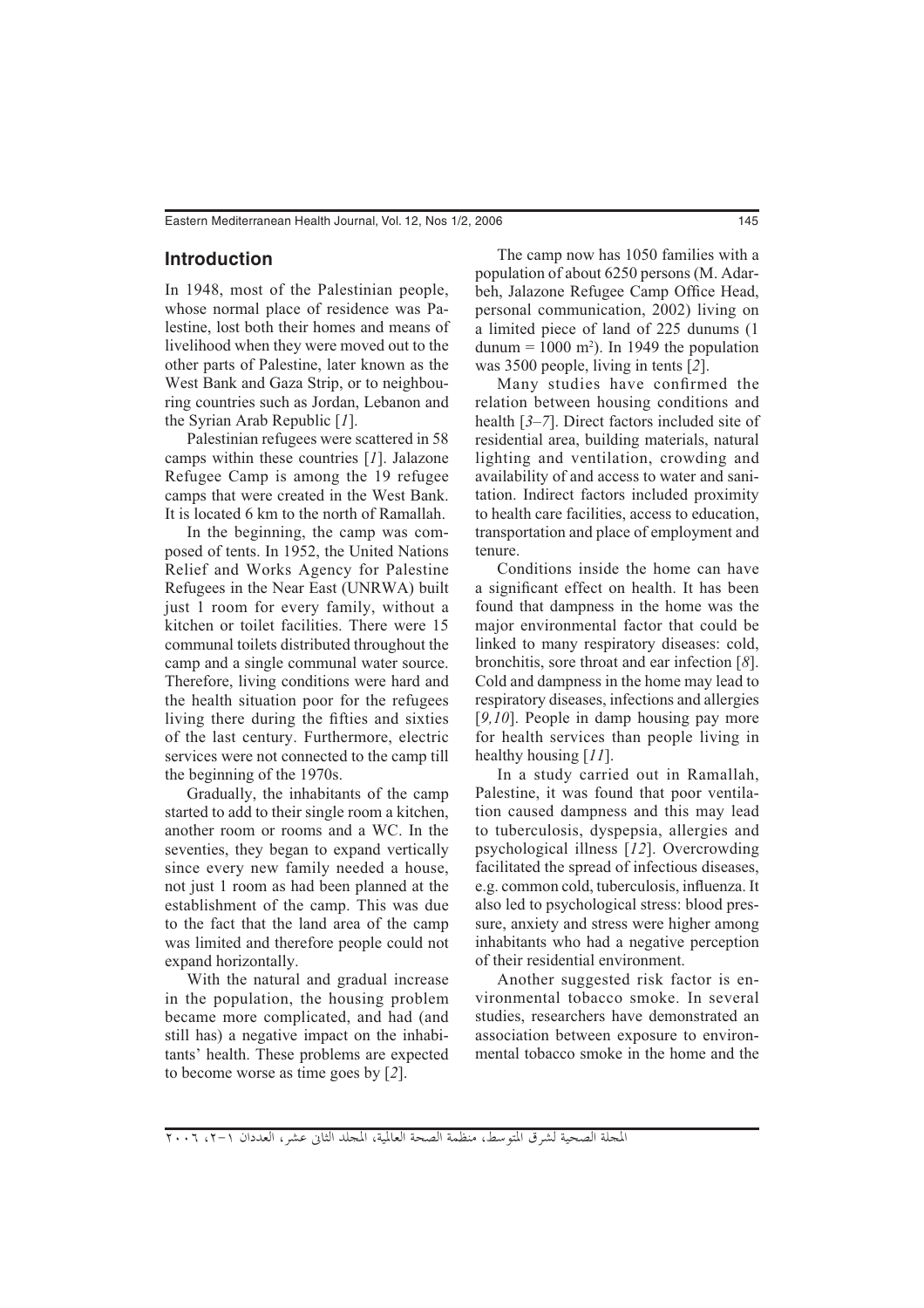## Introduction

In 1948, most of the Palestinian people, whose normal place of residence was Palestine, lost both their homes and means of livelihood when they were moved out to the other parts of Palestine, later known as the West Bank and Gaza Strip, or to neighbouring countries such as Jordan, Lebanon and the Syrian Arab Republic [*1*].

Palestinian refugees were scattered in 58 camps within these countries [*1*]. Jalazone Refugee Camp is among the 19 refugee camps that were created in the West Bank. It is located 6 km to the north of Ramallah.

In the beginning, the camp was composed of tents. In 1952, the United Nations Relief and Works Agency for Palestine Refugees in the Near East (UNRWA) built just 1 room for every family, without a kitchen or toilet facilities. There were 15 communal toilets distributed throughout the camp and a single communal water source. Therefore, living conditions were hard and the health situation poor for the refugees living there during the fifties and sixties of the last century. Furthermore, electric services were not connected to the camp till the beginning of the 1970s.

Gradually, the inhabitants of the camp started to add to their single room a kitchen, another room or rooms and a WC. In the seventies, they began to expand vertically since every new family needed a house, not just 1 room as had been planned at the establishment of the camp. This was due to the fact that the land area of the camp was limited and therefore people could not expand horizontally.

With the natural and gradual increase in the population, the housing problem became more complicated, and had (and still has) a negative impact on the inhabitants' health. These problems are expected to become worse as time goes by [*2*].

The camp now has 1050 families with a population of about 6250 persons (M. Adarbeh, Jalazone Refugee Camp Office Head, personal communication, 2002) living on a limited piece of land of 225 dunums (1 dunum = 1000 $m^2$). In 1949 the population was 3500 people, living in tents [*2*].

Many studies have confirmed the relation between housing conditions and health [*3–7*]. Direct factors included site of residential area, building materials, natural lighting and ventilation, crowding and availability of and access to water and sanitation. Indirect factors included proximity to health care facilities, access to education, transportation and place of employment and tenure.

Conditions inside the home can have a significant effect on health. It has been found that dampness in the home was the major environmental factor that could be linked to many respiratory diseases: cold, bronchitis, sore throat and ear infection [*8*]. Cold and dampness in the home may lead to respiratory diseases, infections and allergies [*9,10*]. People in damp housing pay more for health services than people living in healthy housing [*11*].

In a study carried out in Ramallah, Palestine, it was found that poor ventilation caused dampness and this may lead to tuberculosis, dyspepsia, allergies and psychological illness [*12*]. Overcrowding facilitated the spread of infectious diseases, e.g. common cold, tuberculosis, influenza. It also led to psychological stress: blood pressure, anxiety and stress were higher among inhabitants who had a negative perception of their residential environment.

Another suggested risk factor is environmental tobacco smoke. In several studies, researchers have demonstrated an association between exposure to environmental tobacco smoke in the home and the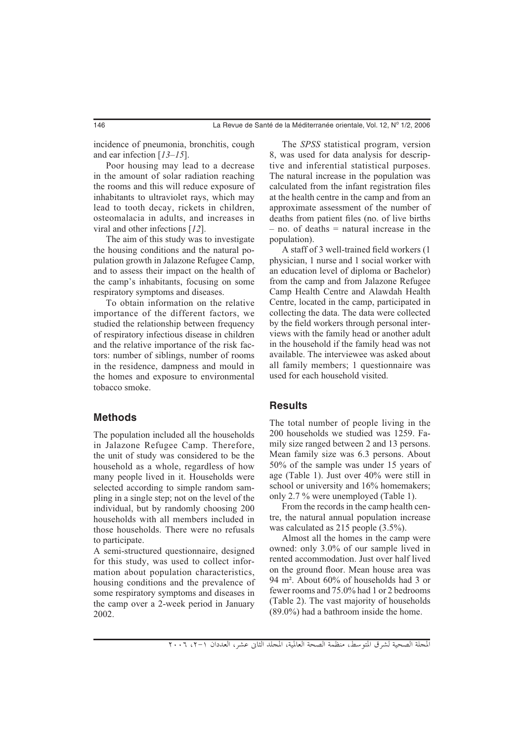incidence of pneumonia, bronchitis, cough and ear infection [*13–15*].

Poor housing may lead to a decrease in the amount of solar radiation reaching the rooms and this will reduce exposure of inhabitants to ultraviolet rays, which may lead to tooth decay, rickets in children, osteomalacia in adults, and increases in viral and other infections [*12*].

The aim of this study was to investigate the housing conditions and the natural population growth in Jalazone Refugee Camp, and to assess their impact on the health of the camp's inhabitants, focusing on some respiratory symptoms and diseases.

To obtain information on the relative importance of the different factors, we studied the relationship between frequency of respiratory infectious disease in children and the relative importance of the risk factors: number of siblings, number of rooms in the residence, dampness and mould in the homes and exposure to environmental tobacco smoke.

## Methods

The population included all the households in Jalazone Refugee Camp. Therefore, the unit of study was considered to be the household as a whole, regardless of how many people lived in it. Households were selected according to simple random sampling in a single step; not on the level of the individual, but by randomly choosing 200 households with all members included in those households. There were no refusals to participate.

A semi-structured questionnaire, designed for this study, was used to collect information about population characteristics, housing conditions and the prevalence of some respiratory symptoms and diseases in the camp over a 2-week period in January 2002.

The *SPSS* statistical program, version 8, was used for data analysis for descriptive and inferential statistical purposes. The natural increase in the population was calculated from the infant registration files at the health centre in the camp and from an approximate assessment of the number of deaths from patient files (no. of live births – no. of deaths = natural increase in the population).

A staff of 3 well-trained field workers (1 physician, 1 nurse and 1 social worker with an education level of diploma or Bachelor) from the camp and from Jalazone Refugee Camp Health Centre and Alawdah Health Centre, located in the camp, participated in collecting the data. The data were collected by the field workers through personal interviews with the family head or another adult in the household if the family head was not available. The interviewee was asked about all family members; 1 questionnaire was used for each household visited.

## Results

The total number of people living in the 200 households we studied was 1259. Family size ranged between 2 and 13 persons. Mean family size was 6.3 persons. About 50% of the sample was under 15 years of age (Table 1). Just over 40% were still in school or university and 16% homemakers; only 2.7 % were unemployed (Table 1).

From the records in the camp health centre, the natural annual population increase was calculated as 215 people (3.5%).

Almost all the homes in the camp were owned: only 3.0% of our sample lived in rented accommodation. Just over half lived on the ground floor. Mean house area was 94 m². About 60% of households had 3 or fewer rooms and 75.0% had 1 or 2 bedrooms (Table 2). The vast majority of households (89.0%) had a bathroom inside the home.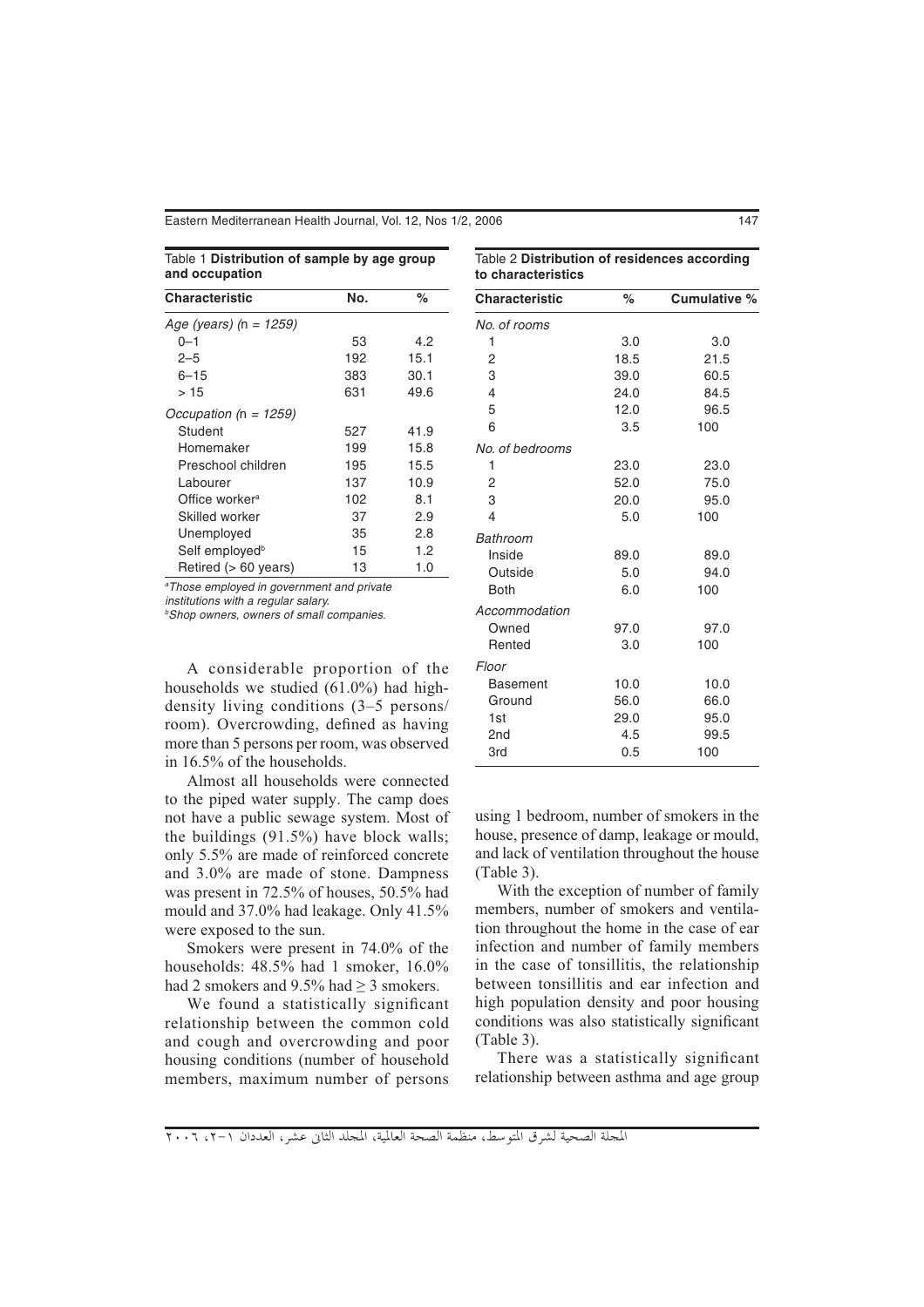Table 1 **Distribution of sample by age group and occupation**

| Characteristic | No. | % |
|---|---|---|
| *Age (years) (n = 1259)* | | |
| 0–1 | 53 | 4.2 |
| 2–5 | 192 | 15.1 |
| 6–15 | 383 | 30.1 |
| > 15 | 631 | 49.6 |
| *Occupation (n = 1259)* | | |
| Student | 527 | 41.9 |
| Homemaker | 199 | 15.8 |
| Preschool children | 195 | 15.5 |
| Labourer | 137 | 10.9 |
| Office worker[a] | 102 | 8.1 |
| Skilled worker | 37 | 2.9 |
| Unemployed | 35 | 2.8 |
| Self employed[b] | 15 | 1.2 |
| Retired (> 60 years) | 13 | 1.0 |

[a]*Those employed in government and private institutions with a regular salary.*
[b]*Shop owners, owners of small companies.*

Table 2 **Distribution of residences according to characteristics**

| Characteristic | % | Cumulative % |
|---|---|---|
| *No. of rooms* | | |
| 1 | 3.0 | 3.0 |
| 2 | 18.5 | 21.5 |
| 3 | 39.0 | 60.5 |
| 4 | 24.0 | 84.5 |
| 5 | 12.0 | 96.5 |
| 6 | 3.5 | 100 |
| *No. of bedrooms* | | |
| 1 | 23.0 | 23.0 |
| 2 | 52.0 | 75.0 |
| 3 | 20.0 | 95.0 |
| 4 | 5.0 | 100 |
| *Bathroom* | | |
| Inside | 89.0 | 89.0 |
| Outside | 5.0 | 94.0 |
| Both | 6.0 | 100 |
| *Accommodation* | | |
| Owned | 97.0 | 97.0 |
| Rented | 3.0 | 100 |
| *Floor* | | |
| Basement | 10.0 | 10.0 |
| Ground | 56.0 | 66.0 |
| 1st | 29.0 | 95.0 |
| 2nd | 4.5 | 99.5 |
| 3rd | 0.5 | 100 |

A considerable proportion of the households we studied (61.0%) had high-density living conditions (3–5 persons/room). Overcrowding, defined as having more than 5 persons per room, was observed in 16.5% of the households.

Almost all households were connected to the piped water supply. The camp does not have a public sewage system. Most of the buildings (91.5%) have block walls; only 5.5% are made of reinforced concrete and 3.0% are made of stone. Dampness was present in 72.5% of houses, 50.5% had mould and 37.0% had leakage. Only 41.5% were exposed to the sun.

Smokers were present in 74.0% of the households: 48.5% had 1 smoker, 16.0% had 2 smokers and 9.5% had ≥ 3 smokers.

We found a statistically significant relationship between the common cold and cough and overcrowding and poor housing conditions (number of household members, maximum number of persons using 1 bedroom, number of smokers in the house, presence of damp, leakage or mould, and lack of ventilation throughout the house (Table 3).

With the exception of number of family members, number of smokers and ventilation throughout the home in the case of ear infection and number of family members in the case of tonsillitis, the relationship between tonsillitis and ear infection and high population density and poor housing conditions was also statistically significant (Table 3).

There was a statistically significant relationship between asthma and age group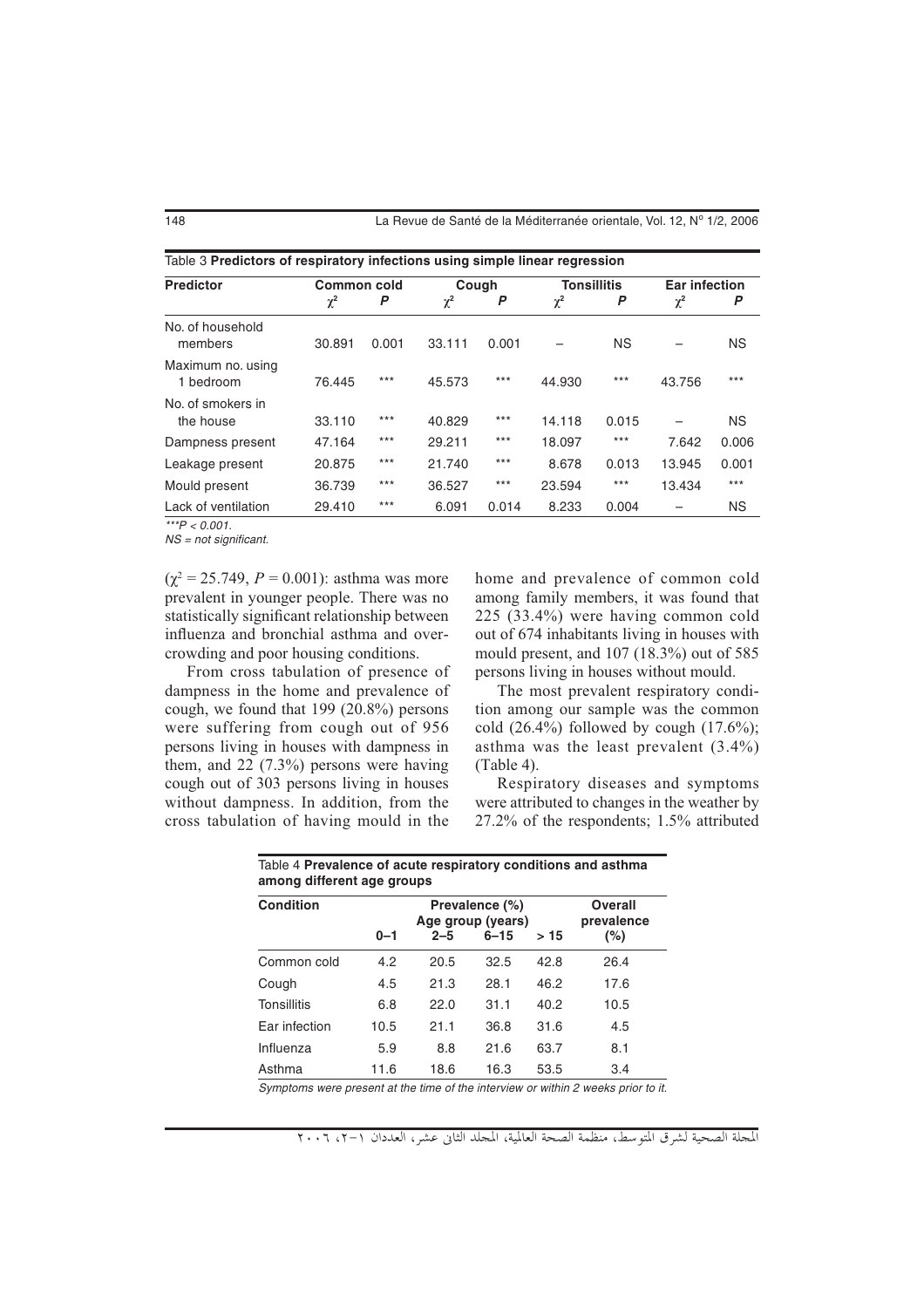Table 3 **Predictors of respiratory infections using simple linear regression**

| Predictor | Common cold | | Cough | | Tonsillitis | | Ear infection | |
|---|---|---|---|---|---|---|---|---|
| | $\chi^2$ | *P* | $\chi^2$ | *P* | $\chi^2$ | *P* | $\chi^2$ | *P* |
| No. of household members | 30.891 | 0.001 | 33.111 | 0.001 | – | NS | – | NS |
| Maximum no. using 1 bedroom | 76.445 | *** | 45.573 | *** | 44.930 | *** | 43.756 | *** |
| No. of smokers in the house | 33.110 | *** | 40.829 | *** | 14.118 | 0.015 | – | NS |
| Dampness present | 47.164 | *** | 29.211 | *** | 18.097 | *** | 7.642 | 0.006 |
| Leakage present | 20.875 | *** | 21.740 | *** | 8.678 | 0.013 | 13.945 | 0.001 |
| Mould present | 36.739 | *** | 36.527 | *** | 23.594 | *** | 13.434 | *** |
| Lack of ventilation | 29.410 | *** | 6.091 | 0.014 | 8.233 | 0.004 | – | NS |

*\*\*\*P < 0.001.*
*NS = not significant.*

($\chi^2 = 25.749$, $P = 0.001$): asthma was more prevalent in younger people. There was no statistically significant relationship between influenza and bronchial asthma and overcrowding and poor housing conditions.

From cross tabulation of presence of dampness in the home and prevalence of cough, we found that 199 (20.8%) persons were suffering from cough out of 956 persons living in houses with dampness in them, and 22 (7.3%) persons were having cough out of 303 persons living in houses without dampness. In addition, from the cross tabulation of having mould in the home and prevalence of common cold among family members, it was found that 225 (33.4%) were having common cold out of 674 inhabitants living in houses with mould present, and 107 (18.3%) out of 585 persons living in houses without mould.

The most prevalent respiratory condition among our sample was the common cold (26.4%) followed by cough (17.6%); asthma was the least prevalent (3.4%) (Table 4).

Respiratory diseases and symptoms were attributed to changes in the weather by 27.2% of the respondents; 1.5% attributed

Table 4 **Prevalence of acute respiratory conditions and asthma among different age groups**

| Condition | Prevalence (%) Age group (years) | | | | Overall prevalence (%) |
|---|---|---|---|---|---|
| | 0–1 | 2–5 | 6–15 | > 15 | |
| Common cold | 4.2 | 20.5 | 32.5 | 42.8 | 26.4 |
| Cough | 4.5 | 21.3 | 28.1 | 46.2 | 17.6 |
| Tonsillitis | 6.8 | 22.0 | 31.1 | 40.2 | 10.5 |
| Ear infection | 10.5 | 21.1 | 36.8 | 31.6 | 4.5 |
| Influenza | 5.9 | 8.8 | 21.6 | 63.7 | 8.1 |
| Asthma | 11.6 | 18.6 | 16.3 | 53.5 | 3.4 |

*Symptoms were present at the time of the interview or within 2 weeks prior to it.*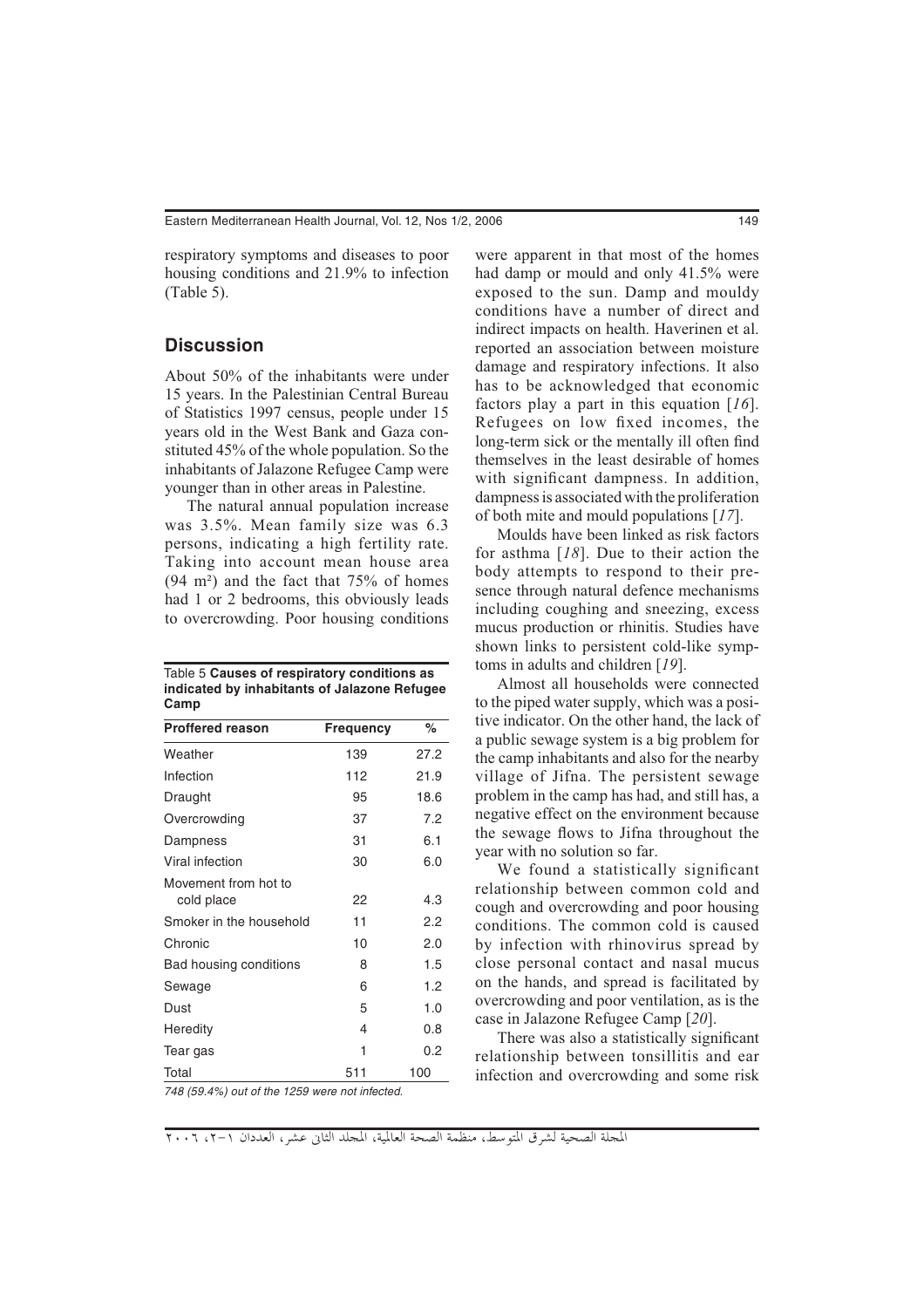respiratory symptoms and diseases to poor housing conditions and 21.9% to infection (Table 5).

## Discussion

About 50% of the inhabitants were under 15 years. In the Palestinian Central Bureau of Statistics 1997 census, people under 15 years old in the West Bank and Gaza constituted 45% of the whole population. So the inhabitants of Jalazone Refugee Camp were younger than in other areas in Palestine.

The natural annual population increase was 3.5%. Mean family size was 6.3 persons, indicating a high fertility rate. Taking into account mean house area (94 $m^2$) and the fact that 75% of homes had 1 or 2 bedrooms, this obviously leads to overcrowding. Poor housing conditions were apparent in that most of the homes had damp or mould and only 41.5% were exposed to the sun. Damp and mouldy conditions have a number of direct and indirect impacts on health. Haverinen et al. reported an association between moisture damage and respiratory infections. It also has to be acknowledged that economic factors play a part in this equation [*16*]. Refugees on low fixed incomes, the long-term sick or the mentally ill often find themselves in the least desirable of homes with significant dampness. In addition, dampness is associated with the proliferation of both mite and mould populations [*17*].

Table 5 **Causes of respiratory conditions as indicated by inhabitants of Jalazone Refugee Camp**

| Proffered reason | Frequency | % |
|---|---|---|
| Weather | 139 | 27.2 |
| Infection | 112 | 21.9 |
| Draught | 95 | 18.6 |
| Overcrowding | 37 | 7.2 |
| Dampness | 31 | 6.1 |
| Viral infection | 30 | 6.0 |
| Movement from hot to cold place | 22 | 4.3 |
| Smoker in the household | 11 | 2.2 |
| Chronic | 10 | 2.0 |
| Bad housing conditions | 8 | 1.5 |
| Sewage | 6 | 1.2 |
| Dust | 5 | 1.0 |
| Heredity | 4 | 0.8 |
| Tear gas | 1 | 0.2 |
| Total | 511 | 100 |

*748 (59.4%) out of the 1259 were not infected.*

Moulds have been linked as risk factors for asthma [*18*]. Due to their action the body attempts to respond to their presence through natural defence mechanisms including coughing and sneezing, excess mucus production or rhinitis. Studies have shown links to persistent cold-like symptoms in adults and children [*19*].

Almost all households were connected to the piped water supply, which was a positive indicator. On the other hand, the lack of a public sewage system is a big problem for the camp inhabitants and also for the nearby village of Jifna. The persistent sewage problem in the camp has had, and still has, a negative effect on the environment because the sewage flows to Jifna throughout the year with no solution so far.

We found a statistically significant relationship between common cold and cough and overcrowding and poor housing conditions. The common cold is caused by infection with rhinovirus spread by close personal contact and nasal mucus on the hands, and spread is facilitated by overcrowding and poor ventilation, as is the case in Jalazone Refugee Camp [*20*].

There was also a statistically significant relationship between tonsillitis and ear infection and overcrowding and some risk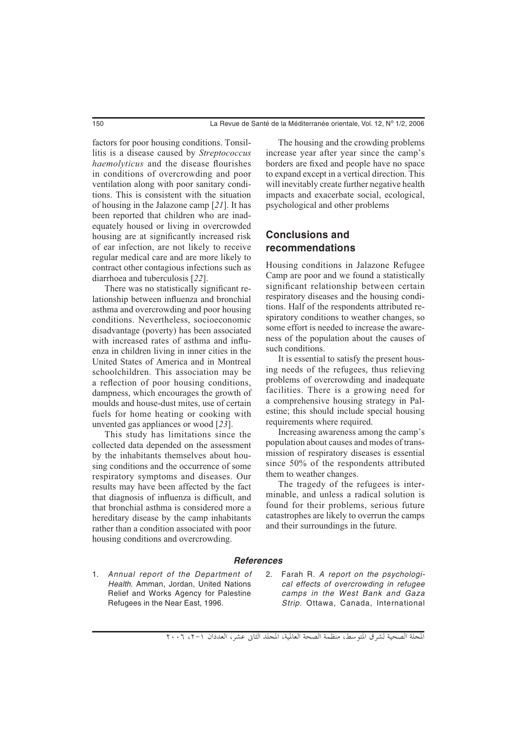factors for poor housing conditions. Tonsillitis is a disease caused by *Streptococcus haemolyticus* and the disease flourishes in conditions of overcrowding and poor ventilation along with poor sanitary conditions. This is consistent with the situation of housing in the Jalazone camp [*21*]. It has been reported that children who are inadequately housed or living in overcrowded housing are at significantly increased risk of ear infection, are not likely to receive regular medical care and are more likely to contract other contagious infections such as diarrhoea and tuberculosis [*22*].

There was no statistically significant relationship between influenza and bronchial asthma and overcrowding and poor housing conditions. Nevertheless, socioeconomic disadvantage (poverty) has been associated with increased rates of asthma and influenza in children living in inner cities in the United States of America and in Montreal schoolchildren. This association may be a reflection of poor housing conditions, dampness, which encourages the growth of moulds and house-dust mites, use of certain fuels for home heating or cooking with unvented gas appliances or wood [*23*].

This study has limitations since the collected data depended on the assessment by the inhabitants themselves about housing conditions and the occurrence of some respiratory symptoms and diseases. Our results may have been affected by the fact that diagnosis of influenza is difficult, and that bronchial asthma is considered more a hereditary disease by the camp inhabitants rather than a condition associated with poor housing conditions and overcrowding.

The housing and the crowding problems increase year after year since the camp's borders are fixed and people have no space to expand except in a vertical direction. This will inevitably create further negative health impacts and exacerbate social, ecological, psychological and other problems

## Conclusions and recommendations

Housing conditions in Jalazone Refugee Camp are poor and we found a statistically significant relationship between certain respiratory diseases and the housing conditions. Half of the respondents attributed respiratory conditions to weather changes, so some effort is needed to increase the awareness of the population about the causes of such conditions.

It is essential to satisfy the present housing needs of the refugees, thus relieving problems of overcrowding and inadequate facilities. There is a growing need for a comprehensive housing strategy in Palestine; this should include special housing requirements where required.

Increasing awareness among the camp's population about causes and modes of transmission of respiratory diseases is essential since 50% of the respondents attributed them to weather changes.

The tragedy of the refugees is interminable, and unless a radical solution is found for their problems, serious future catastrophes are likely to overrun the camps and their surroundings in the future.

### *References*

1. *Annual report of the Department of Health*. Amman, Jordan, United Nations Relief and Works Agency for Palestine Refugees in the Near East, 1996.
2. Farah R. *A report on the psychological effects of overcrowding in refugee camps in the West Bank and Gaza Strip*. Ottawa, Canada, International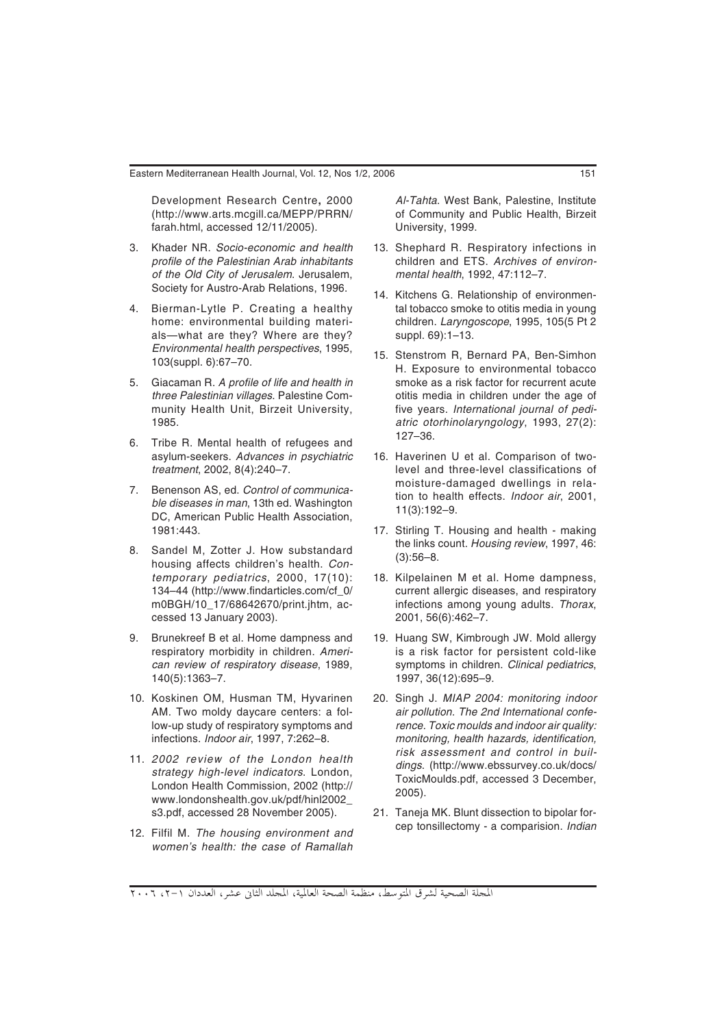Development Research Centre, 2000 (http://www.arts.mcgill.ca/MEPP/PRRN/farah.html, accessed 12/11/2005).

3. Khader NR. *Socio-economic and health profile of the Palestinian Arab inhabitants of the Old City of Jerusalem*. Jerusalem, Society for Austro-Arab Relations, 1996.

4. Bierman-Lytle P. Creating a healthy home: environmental building materials—what are they? Where are they? *Environmental health perspectives*, 1995, 103(suppl. 6):67–70.

5. Giacaman R. *A profile of life and health in three Palestinian villages*. Palestine Community Health Unit, Birzeit University, 1985.

6. Tribe R. Mental health of refugees and asylum-seekers. *Advances in psychiatric treatment*, 2002, 8(4):240–7.

7. Benenson AS, ed. *Control of communicable diseases in man*, 13th ed. Washington DC, American Public Health Association, 1981:443.

8. Sandel M, Zotter J. How substandard housing affects children's health. *Contemporary pediatrics*, 2000, 17(10): 134–44 (http://www.findarticles.com/cf_0/m0BGH/10_17/68642670/print.jhtm, accessed 13 January 2003).

9. Brunekreef B et al. Home dampness and respiratory morbidity in children. *American review of respiratory disease*, 1989, 140(5):1363–7.

10. Koskinen OM, Husman TM, Hyvarinen AM. Two moldy daycare centers: a follow-up study of respiratory symptoms and infections. *Indoor air*, 1997, 7:262–8.

11. *2002 review of the London health strategy high-level indicators*. London, London Health Commission, 2002 (http://www.londonshealth.gov.uk/pdf/hinl2002_s3.pdf, accessed 28 November 2005).

12. Filfil M. *The housing environment and women's health: the case of Ramallah Al-Tahta*. West Bank, Palestine, Institute of Community and Public Health, Birzeit University, 1999.

13. Shephard R. Respiratory infections in children and ETS. *Archives of environmental health*, 1992, 47:112–7.

14. Kitchens G. Relationship of environmental tobacco smoke to otitis media in young children. *Laryngoscope*, 1995, 105(5 Pt 2 suppl. 69):1–13.

15. Stenstrom R, Bernard PA, Ben-Simhon H. Exposure to environmental tobacco smoke as a risk factor for recurrent acute otitis media in children under the age of five years. *International journal of pediatric otorhinolaryngology*, 1993, 27(2): 127–36.

16. Haverinen U et al. Comparison of two-level and three-level classifications of moisture-damaged dwellings in relation to health effects. *Indoor air*, 2001, 11(3):192–9.

17. Stirling T. Housing and health - making the links count. *Housing review*, 1997, 46:(3):56–8.

18. Kilpelainen M et al. Home dampness, current allergic diseases, and respiratory infections among young adults. *Thorax*, 2001, 56(6):462–7.

19. Huang SW, Kimbrough JW. Mold allergy is a risk factor for persistent cold-like symptoms in children. *Clinical pediatrics*, 1997, 36(12):695–9.

20. Singh J. *MIAP 2004: monitoring indoor air pollution. The 2nd International conference. Toxic moulds and indoor air quality: monitoring, health hazards, identification, risk assessment and control in buildings*. (http://www.ebssurvey.co.uk/docs/ToxicMoulds.pdf, accessed 3 December, 2005).

21. Taneja MK. Blunt dissection to bipolar forcep tonsillectomy - a comparision. *Indian*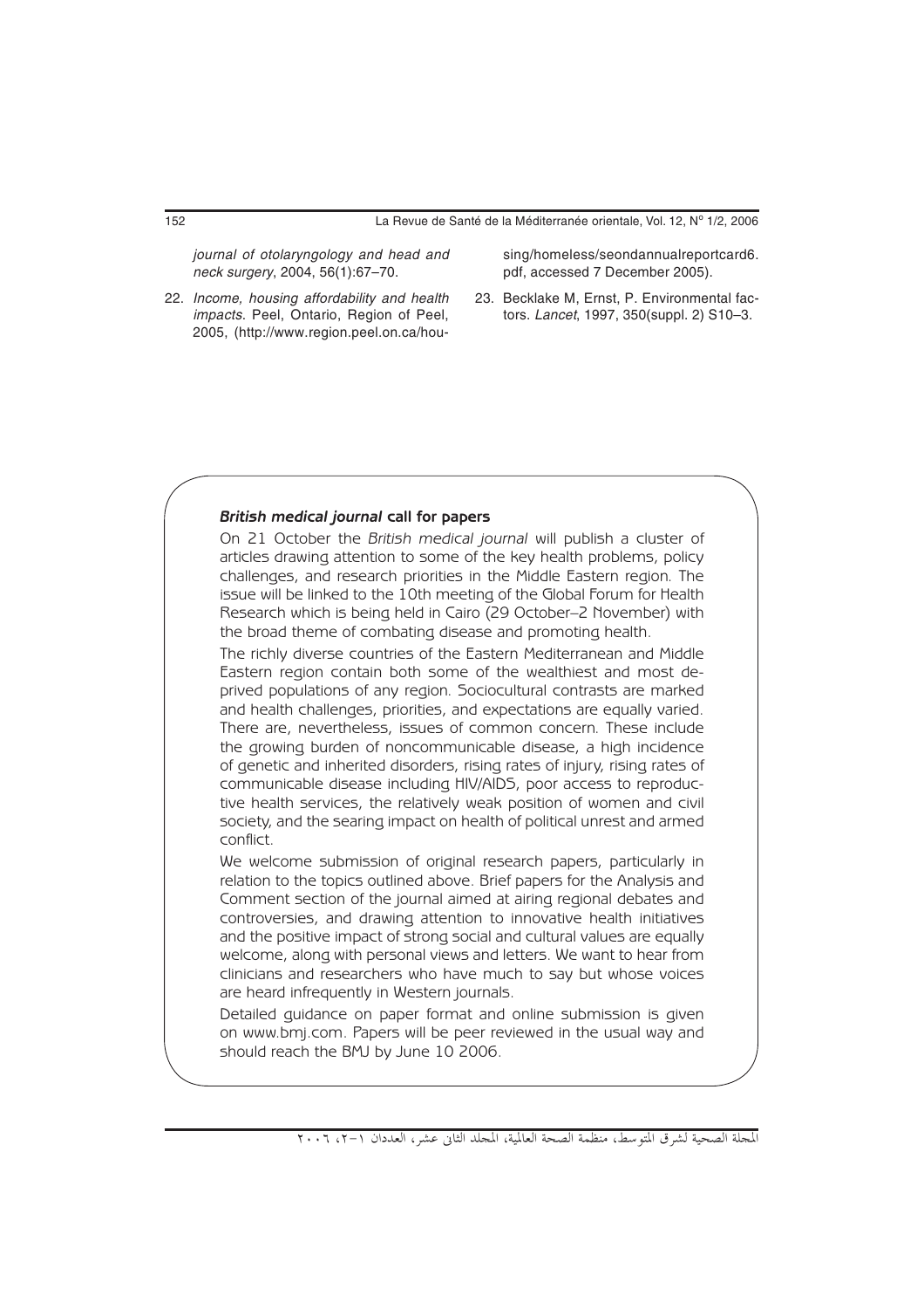journal of otolaryngology and head and neck surgery*, 2004, 56(1):67–70.

22. *Income, housing affordability and health impacts*. Peel, Ontario, Region of Peel, 2005, (http://www.region.peel.on.ca/housing/homeless/seondannualreportcard6.pdf, accessed 7 December 2005).

23. Becklake M, Ernst, P. Environmental factors. *Lancet*, 1997, 350(suppl. 2) S10–3.

### *British medical journal* call for papers

On 21 October the *British medical journal* will publish a cluster of articles drawing attention to some of the key health problems, policy challenges, and research priorities in the Middle Eastern region. The issue will be linked to the 10th meeting of the Global Forum for Health Research which is being held in Cairo (29 October–2 November) with the broad theme of combating disease and promoting health.

The richly diverse countries of the Eastern Mediterranean and Middle Eastern region contain both some of the wealthiest and most deprived populations of any region. Sociocultural contrasts are marked and health challenges, priorities, and expectations are equally varied. There are, nevertheless, issues of common concern. These include the growing burden of noncommunicable disease, a high incidence of genetic and inherited disorders, rising rates of injury, rising rates of communicable disease including HIV/AIDS, poor access to reproductive health services, the relatively weak position of women and civil society, and the searing impact on health of political unrest and armed conflict.

We welcome submission of original research papers, particularly in relation to the topics outlined above. Brief papers for the Analysis and Comment section of the journal aimed at airing regional debates and controversies, and drawing attention to innovative health initiatives and the positive impact of strong social and cultural values are equally welcome, along with personal views and letters. We want to hear from clinicians and researchers who have much to say but whose voices are heard infrequently in Western journals.

Detailed guidance on paper format and online submission is given on www.bmj.com. Papers will be peer reviewed in the usual way and should reach the BMJ by June 10 2006.